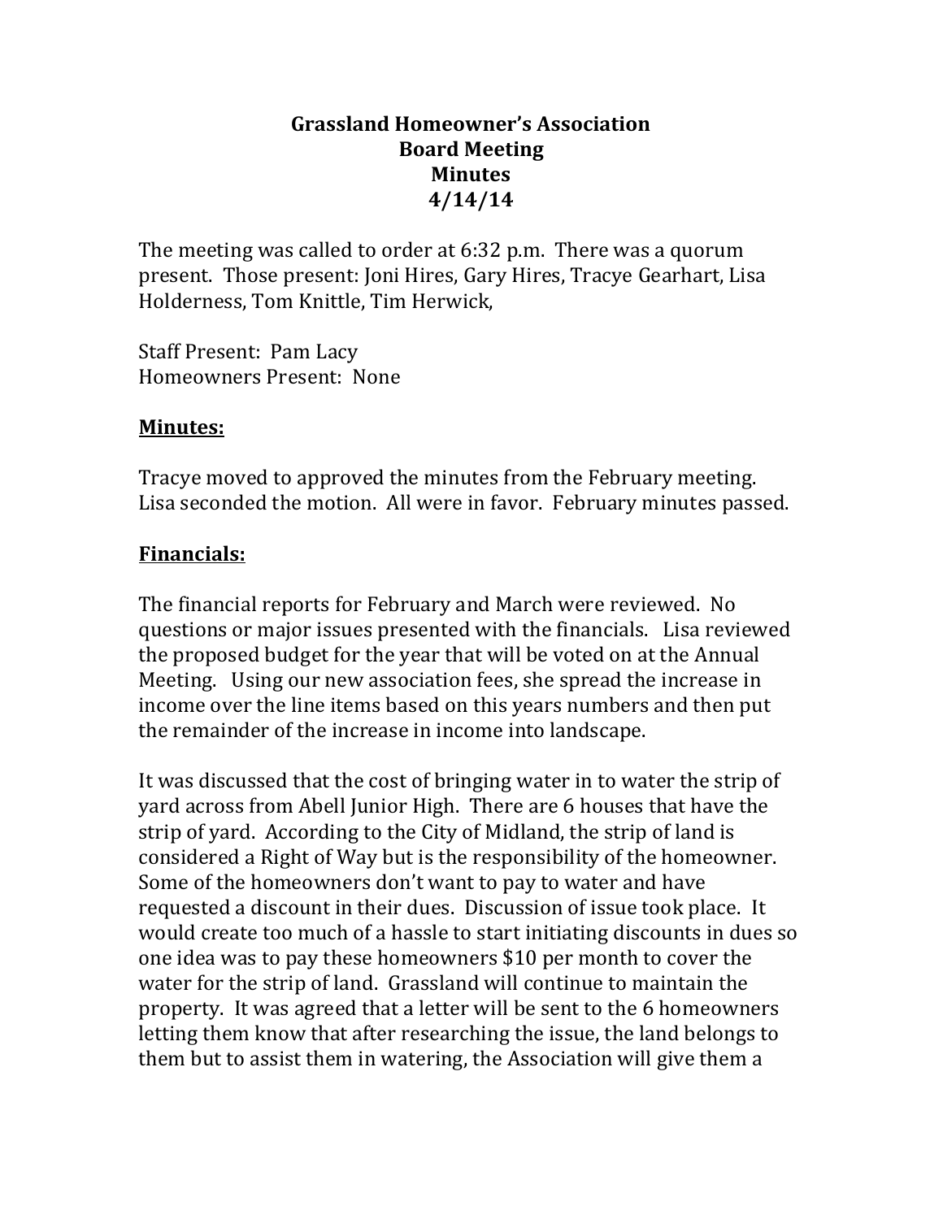**Grassland Homeowner's Association**
**Board Meeting**
**Minutes**
**4/14/14**

The meeting was called to order at 6:32 p.m. There was a quorum present. Those present: Joni Hires, Gary Hires, Tracye Gearhart, Lisa Holderness, Tom Knittle, Tim Herwick,

Staff Present: Pam Lacy
Homeowners Present: None

## Minutes:

Tracye moved to approved the minutes from the February meeting. Lisa seconded the motion. All were in favor. February minutes passed.

## Financials:

The financial reports for February and March were reviewed. No questions or major issues presented with the financials. Lisa reviewed the proposed budget for the year that will be voted on at the Annual Meeting. Using our new association fees, she spread the increase in income over the line items based on this years numbers and then put the remainder of the increase in income into landscape.

It was discussed that the cost of bringing water in to water the strip of yard across from Abell Junior High. There are 6 houses that have the strip of yard. According to the City of Midland, the strip of land is considered a Right of Way but is the responsibility of the homeowner. Some of the homeowners don't want to pay to water and have requested a discount in their dues. Discussion of issue took place. It would create too much of a hassle to start initiating discounts in dues so one idea was to pay these homeowners $10 per month to cover the water for the strip of land. Grassland will continue to maintain the property. It was agreed that a letter will be sent to the 6 homeowners letting them know that after researching the issue, the land belongs to them but to assist them in watering, the Association will give them a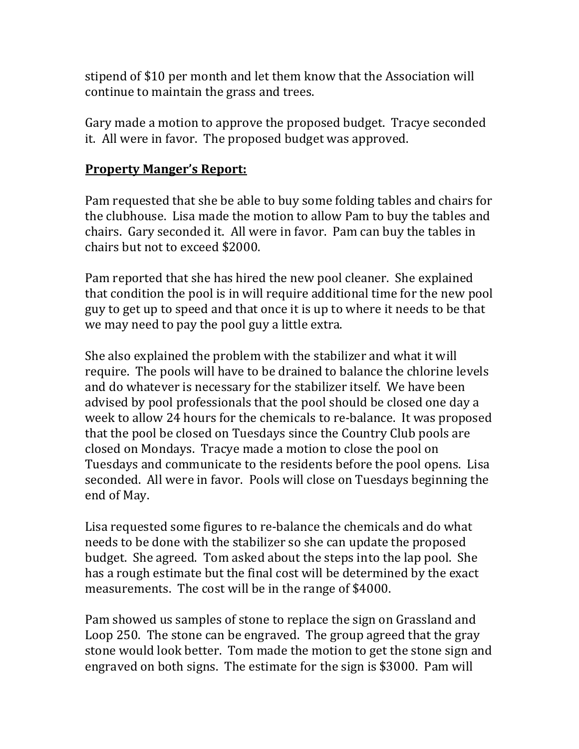stipend of $10 per month and let them know that the Association will continue to maintain the grass and trees.

Gary made a motion to approve the proposed budget. Tracye seconded it. All were in favor. The proposed budget was approved.

**<u>Property Manger's Report:</u>**

Pam requested that she be able to buy some folding tables and chairs for the clubhouse. Lisa made the motion to allow Pam to buy the tables and chairs. Gary seconded it. All were in favor. Pam can buy the tables in chairs but not to exceed $2000.

Pam reported that she has hired the new pool cleaner. She explained that condition the pool is in will require additional time for the new pool guy to get up to speed and that once it is up to where it needs to be that we may need to pay the pool guy a little extra.

She also explained the problem with the stabilizer and what it will require. The pools will have to be drained to balance the chlorine levels and do whatever is necessary for the stabilizer itself. We have been advised by pool professionals that the pool should be closed one day a week to allow 24 hours for the chemicals to re-balance. It was proposed that the pool be closed on Tuesdays since the Country Club pools are closed on Mondays. Tracye made a motion to close the pool on Tuesdays and communicate to the residents before the pool opens. Lisa seconded. All were in favor. Pools will close on Tuesdays beginning the end of May.

Lisa requested some figures to re-balance the chemicals and do what needs to be done with the stabilizer so she can update the proposed budget. She agreed. Tom asked about the steps into the lap pool. She has a rough estimate but the final cost will be determined by the exact measurements. The cost will be in the range of $4000.

Pam showed us samples of stone to replace the sign on Grassland and Loop 250. The stone can be engraved. The group agreed that the gray stone would look better. Tom made the motion to get the stone sign and engraved on both signs. The estimate for the sign is $3000. Pam will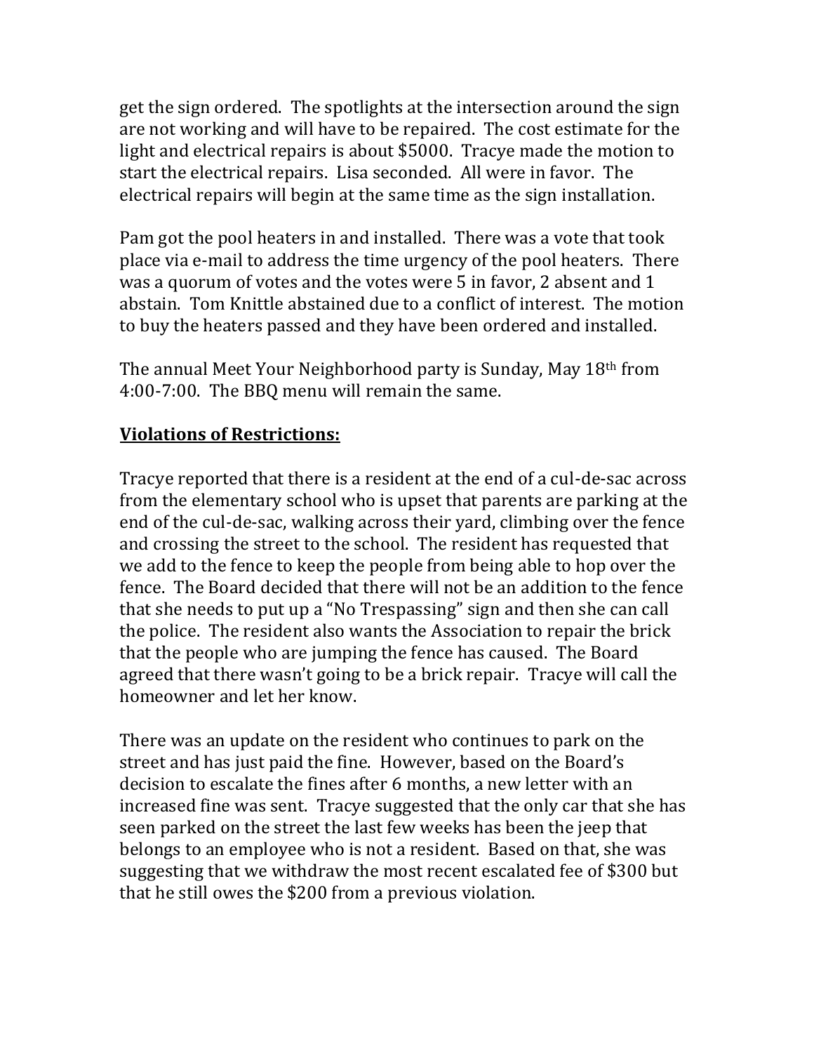get the sign ordered. The spotlights at the intersection around the sign are not working and will have to be repaired. The cost estimate for the light and electrical repairs is about $5000. Tracye made the motion to start the electrical repairs. Lisa seconded. All were in favor. The electrical repairs will begin at the same time as the sign installation.

Pam got the pool heaters in and installed. There was a vote that took place via e-mail to address the time urgency of the pool heaters. There was a quorum of votes and the votes were 5 in favor, 2 absent and 1 abstain. Tom Knittle abstained due to a conflict of interest. The motion to buy the heaters passed and they have been ordered and installed.

The annual Meet Your Neighborhood party is Sunday, May 18th from 4:00-7:00. The BBQ menu will remain the same.

## Violations of Restrictions:

Tracye reported that there is a resident at the end of a cul-de-sac across from the elementary school who is upset that parents are parking at the end of the cul-de-sac, walking across their yard, climbing over the fence and crossing the street to the school. The resident has requested that we add to the fence to keep the people from being able to hop over the fence. The Board decided that there will not be an addition to the fence that she needs to put up a "No Trespassing" sign and then she can call the police. The resident also wants the Association to repair the brick that the people who are jumping the fence has caused. The Board agreed that there wasn't going to be a brick repair. Tracye will call the homeowner and let her know.

There was an update on the resident who continues to park on the street and has just paid the fine. However, based on the Board's decision to escalate the fines after 6 months, a new letter with an increased fine was sent. Tracye suggested that the only car that she has seen parked on the street the last few weeks has been the jeep that belongs to an employee who is not a resident. Based on that, she was suggesting that we withdraw the most recent escalated fee of $300 but that he still owes the $200 from a previous violation.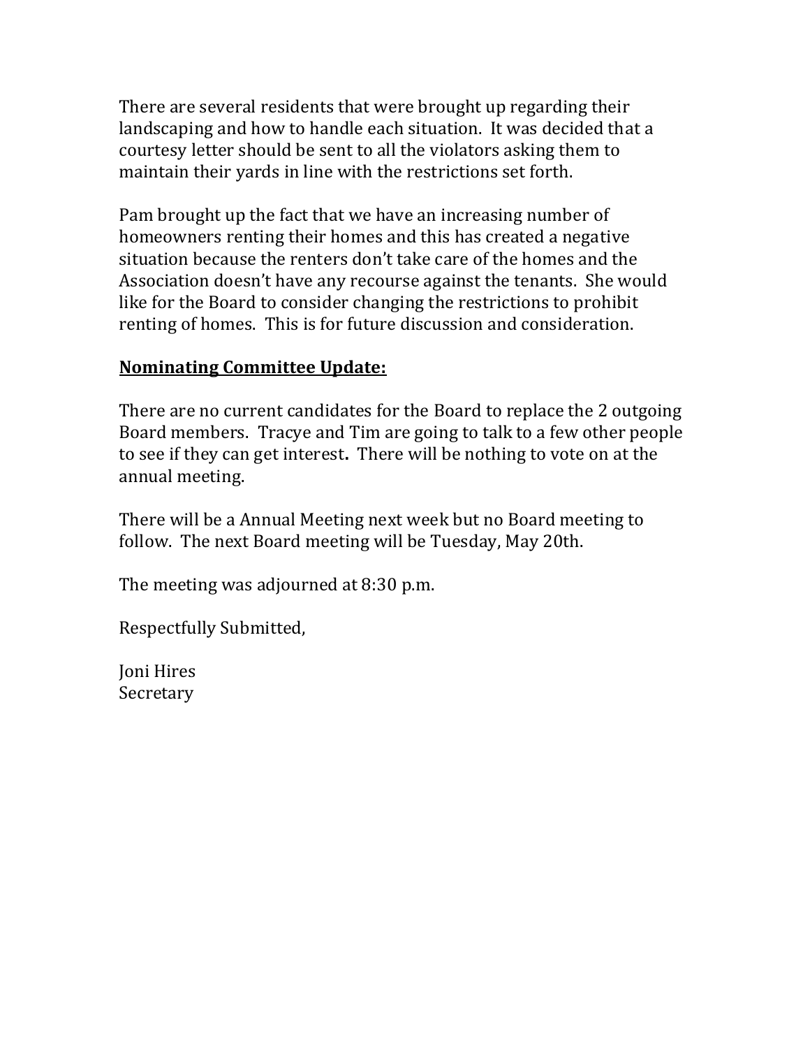There are several residents that were brought up regarding their landscaping and how to handle each situation. It was decided that a courtesy letter should be sent to all the violators asking them to maintain their yards in line with the restrictions set forth.

Pam brought up the fact that we have an increasing number of homeowners renting their homes and this has created a negative situation because the renters don't take care of the homes and the Association doesn't have any recourse against the tenants. She would like for the Board to consider changing the restrictions to prohibit renting of homes. This is for future discussion and consideration.

**Nominating Committee Update:**

There are no current candidates for the Board to replace the 2 outgoing Board members. Tracye and Tim are going to talk to a few other people to see if they can get interest**.** There will be nothing to vote on at the annual meeting.

There will be a Annual Meeting next week but no Board meeting to follow. The next Board meeting will be Tuesday, May 20th.

The meeting was adjourned at 8:30 p.m.

Respectfully Submitted,

Joni Hires
Secretary